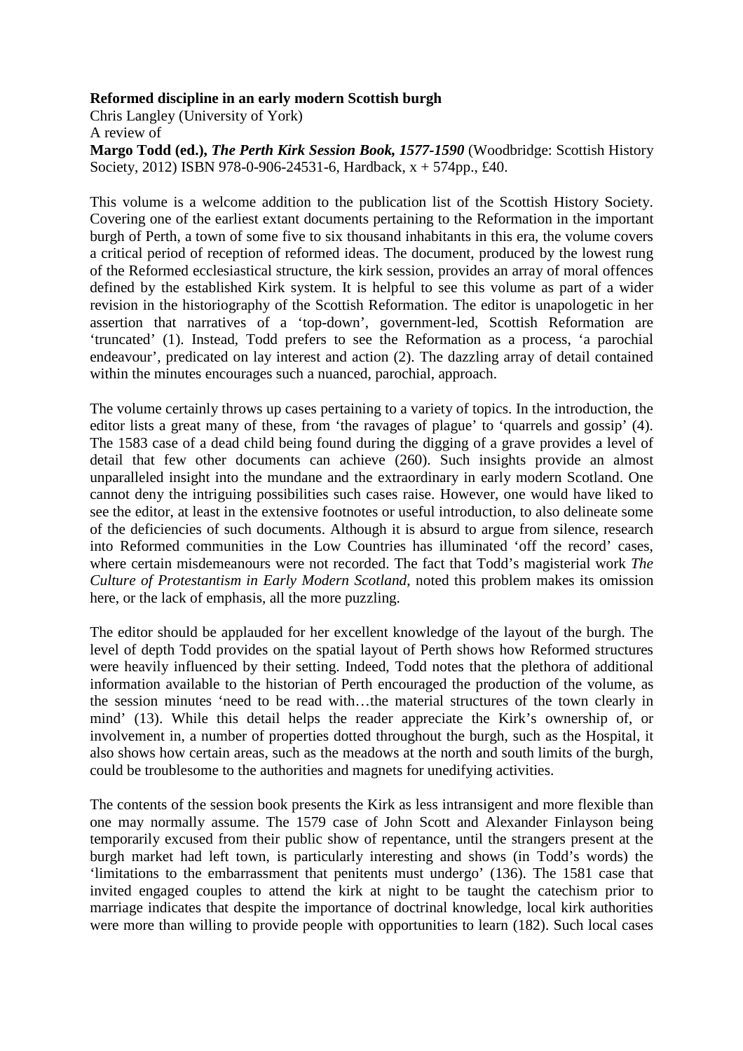**Reformed discipline in an early modern Scottish burgh**

Chris Langley (University of York)

A review of

**Margo Todd (ed.),** ***The Perth Kirk Session Book, 1577-1590*** (Woodbridge: Scottish History Society, 2012) ISBN 978-0-906-24531-6, Hardback, x + 574pp., £40.

This volume is a welcome addition to the publication list of the Scottish History Society. Covering one of the earliest extant documents pertaining to the Reformation in the important burgh of Perth, a town of some five to six thousand inhabitants in this era, the volume covers a critical period of reception of reformed ideas. The document, produced by the lowest rung of the Reformed ecclesiastical structure, the kirk session, provides an array of moral offences defined by the established Kirk system. It is helpful to see this volume as part of a wider revision in the historiography of the Scottish Reformation. The editor is unapologetic in her assertion that narratives of a 'top-down', government-led, Scottish Reformation are 'truncated' (1). Instead, Todd prefers to see the Reformation as a process, 'a parochial endeavour', predicated on lay interest and action (2). The dazzling array of detail contained within the minutes encourages such a nuanced, parochial, approach.

The volume certainly throws up cases pertaining to a variety of topics. In the introduction, the editor lists a great many of these, from 'the ravages of plague' to 'quarrels and gossip' (4). The 1583 case of a dead child being found during the digging of a grave provides a level of detail that few other documents can achieve (260). Such insights provide an almost unparalleled insight into the mundane and the extraordinary in early modern Scotland. One cannot deny the intriguing possibilities such cases raise. However, one would have liked to see the editor, at least in the extensive footnotes or useful introduction, to also delineate some of the deficiencies of such documents. Although it is absurd to argue from silence, research into Reformed communities in the Low Countries has illuminated 'off the record' cases, where certain misdemeanours were not recorded. The fact that Todd's magisterial work *The Culture of Protestantism in Early Modern Scotland*, noted this problem makes its omission here, or the lack of emphasis, all the more puzzling.

The editor should be applauded for her excellent knowledge of the layout of the burgh. The level of depth Todd provides on the spatial layout of Perth shows how Reformed structures were heavily influenced by their setting. Indeed, Todd notes that the plethora of additional information available to the historian of Perth encouraged the production of the volume, as the session minutes 'need to be read with…the material structures of the town clearly in mind' (13). While this detail helps the reader appreciate the Kirk's ownership of, or involvement in, a number of properties dotted throughout the burgh, such as the Hospital, it also shows how certain areas, such as the meadows at the north and south limits of the burgh, could be troublesome to the authorities and magnets for unedifying activities.

The contents of the session book presents the Kirk as less intransigent and more flexible than one may normally assume. The 1579 case of John Scott and Alexander Finlayson being temporarily excused from their public show of repentance, until the strangers present at the burgh market had left town, is particularly interesting and shows (in Todd's words) the 'limitations to the embarrassment that penitents must undergo' (136). The 1581 case that invited engaged couples to attend the kirk at night to be taught the catechism prior to marriage indicates that despite the importance of doctrinal knowledge, local kirk authorities were more than willing to provide people with opportunities to learn (182). Such local cases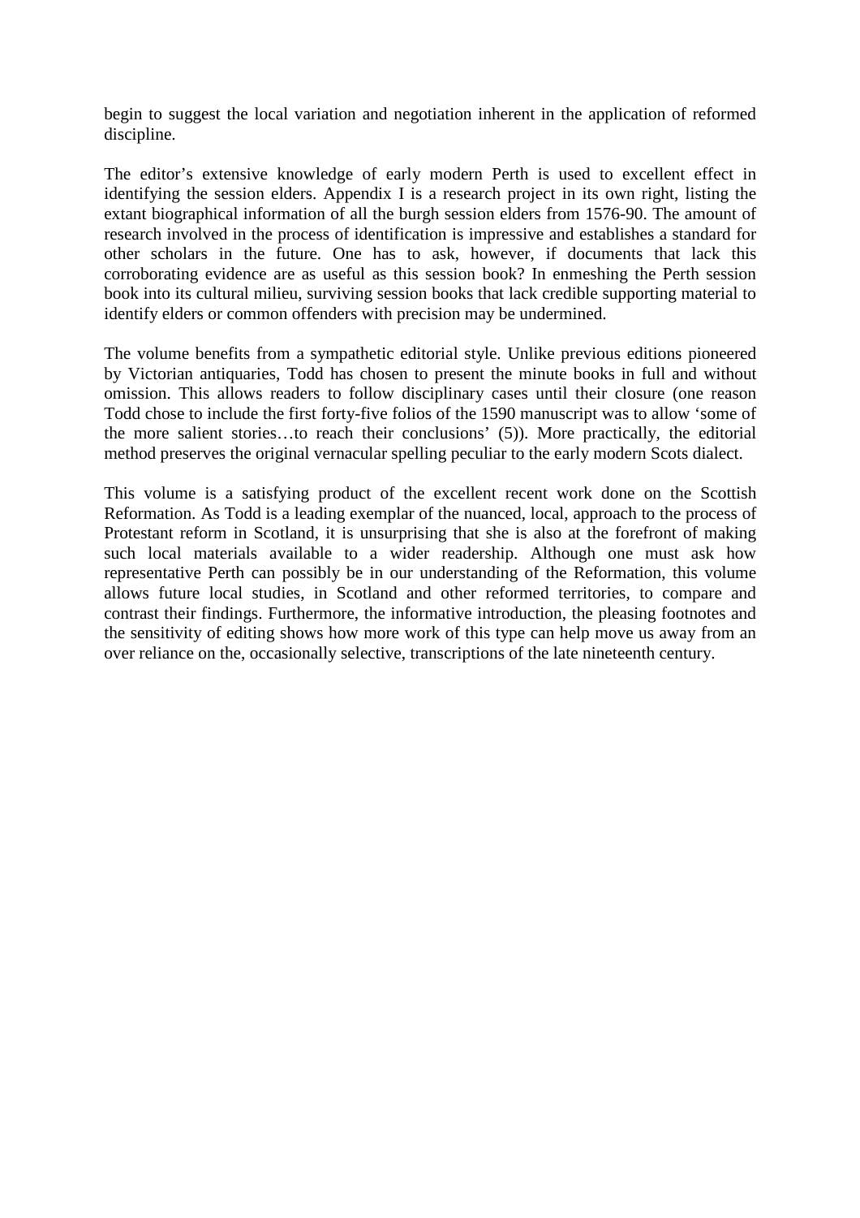begin to suggest the local variation and negotiation inherent in the application of reformed discipline.

The editor's extensive knowledge of early modern Perth is used to excellent effect in identifying the session elders. Appendix I is a research project in its own right, listing the extant biographical information of all the burgh session elders from 1576-90. The amount of research involved in the process of identification is impressive and establishes a standard for other scholars in the future. One has to ask, however, if documents that lack this corroborating evidence are as useful as this session book? In enmeshing the Perth session book into its cultural milieu, surviving session books that lack credible supporting material to identify elders or common offenders with precision may be undermined.

The volume benefits from a sympathetic editorial style. Unlike previous editions pioneered by Victorian antiquaries, Todd has chosen to present the minute books in full and without omission. This allows readers to follow disciplinary cases until their closure (one reason Todd chose to include the first forty-five folios of the 1590 manuscript was to allow 'some of the more salient stories…to reach their conclusions' (5)). More practically, the editorial method preserves the original vernacular spelling peculiar to the early modern Scots dialect.

This volume is a satisfying product of the excellent recent work done on the Scottish Reformation. As Todd is a leading exemplar of the nuanced, local, approach to the process of Protestant reform in Scotland, it is unsurprising that she is also at the forefront of making such local materials available to a wider readership. Although one must ask how representative Perth can possibly be in our understanding of the Reformation, this volume allows future local studies, in Scotland and other reformed territories, to compare and contrast their findings. Furthermore, the informative introduction, the pleasing footnotes and the sensitivity of editing shows how more work of this type can help move us away from an over reliance on the, occasionally selective, transcriptions of the late nineteenth century.